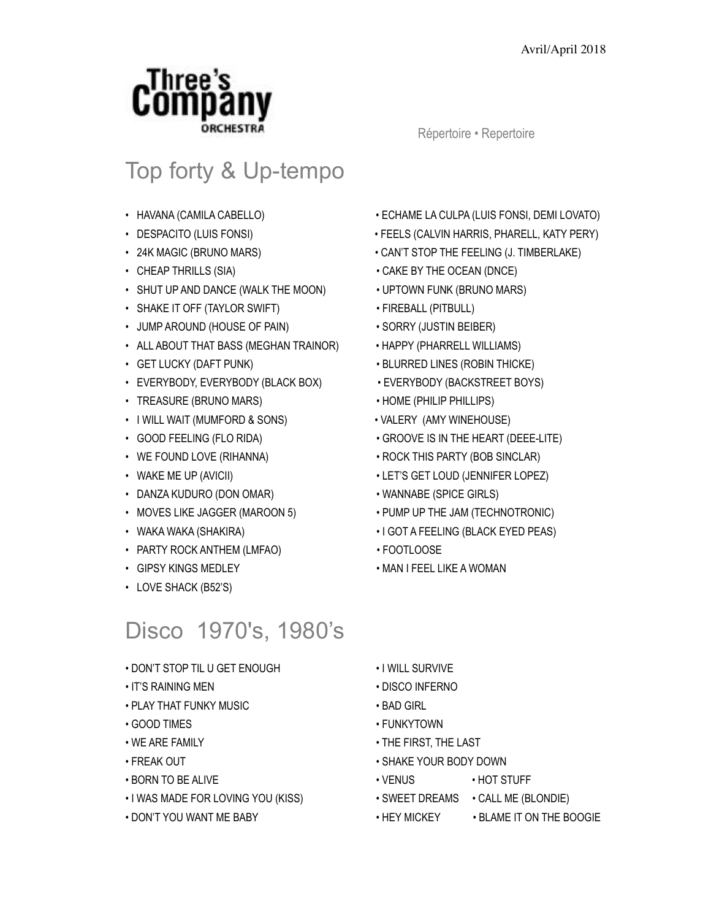Avril/April 2018

Three's Company ORCHESTRA

Répertoire • Repertoire

## Top forty & Up-tempo

- HAVANA (CAMILA CABELLO)
- DESPACITO (LUIS FONSI)
- 24K MAGIC (BRUNO MARS)
- CHEAP THRILLS (SIA)
- SHUT UP AND DANCE (WALK THE MOON)
- SHAKE IT OFF (TAYLOR SWIFT)
- JUMP AROUND (HOUSE OF PAIN)
- ALL ABOUT THAT BASS (MEGHAN TRAINOR)
- GET LUCKY (DAFT PUNK)
- EVERYBODY, EVERYBODY (BLACK BOX)
- TREASURE (BRUNO MARS)
- I WILL WAIT (MUMFORD & SONS)
- GOOD FEELING (FLO RIDA)
- WE FOUND LOVE (RIHANNA)
- WAKE ME UP (AVICII)
- DANZA KUDURO (DON OMAR)
- MOVES LIKE JAGGER (MAROON 5)
- WAKA WAKA (SHAKIRA)
- PARTY ROCK ANTHEM (LMFAO)
- GIPSY KINGS MEDLEY
- LOVE SHACK (B52'S)
- ECHAME LA CULPA (LUIS FONSI, DEMI LOVATO)
- FEELS (CALVIN HARRIS, PHARELL, KATY PERY)
- CAN'T STOP THE FEELING (J. TIMBERLAKE)
- CAKE BY THE OCEAN (DNCE)
- UPTOWN FUNK (BRUNO MARS)
- FIREBALL (PITBULL)
- SORRY (JUSTIN BEIBER)
- HAPPY (PHARRELL WILLIAMS)
- BLURRED LINES (ROBIN THICKE)
- EVERYBODY (BACKSTREET BOYS)
- HOME (PHILIP PHILLIPS)
- VALERY (AMY WINEHOUSE)
- GROOVE IS IN THE HEART (DEEE-LITE)
- ROCK THIS PARTY (BOB SINCLAR)
- LET'S GET LOUD (JENNIFER LOPEZ)
- WANNABE (SPICE GIRLS)
- PUMP UP THE JAM (TECHNOTRONIC)
- I GOT A FEELING (BLACK EYED PEAS)
- FOOTLOOSE
- MAN I FEEL LIKE A WOMAN

## Disco 1970's, 1980's

- DON'T STOP TIL U GET ENOUGH
- IT'S RAINING MEN
- PLAY THAT FUNKY MUSIC
- GOOD TIMES
- WE ARE FAMILY
- FREAK OUT
- BORN TO BE ALIVE
- I WAS MADE FOR LOVING YOU (KISS)
- DON'T YOU WANT ME BABY
- I WILL SURVIVE
- DISCO INFERNO
- BAD GIRL
- FUNKYTOWN
- THE FIRST, THE LAST
- SHAKE YOUR BODY DOWN
- VENUS
- SWEET DREAMS
- HEY MICKEY
- HOT STUFF
- CALL ME (BLONDIE)
- BLAME IT ON THE BOOGIE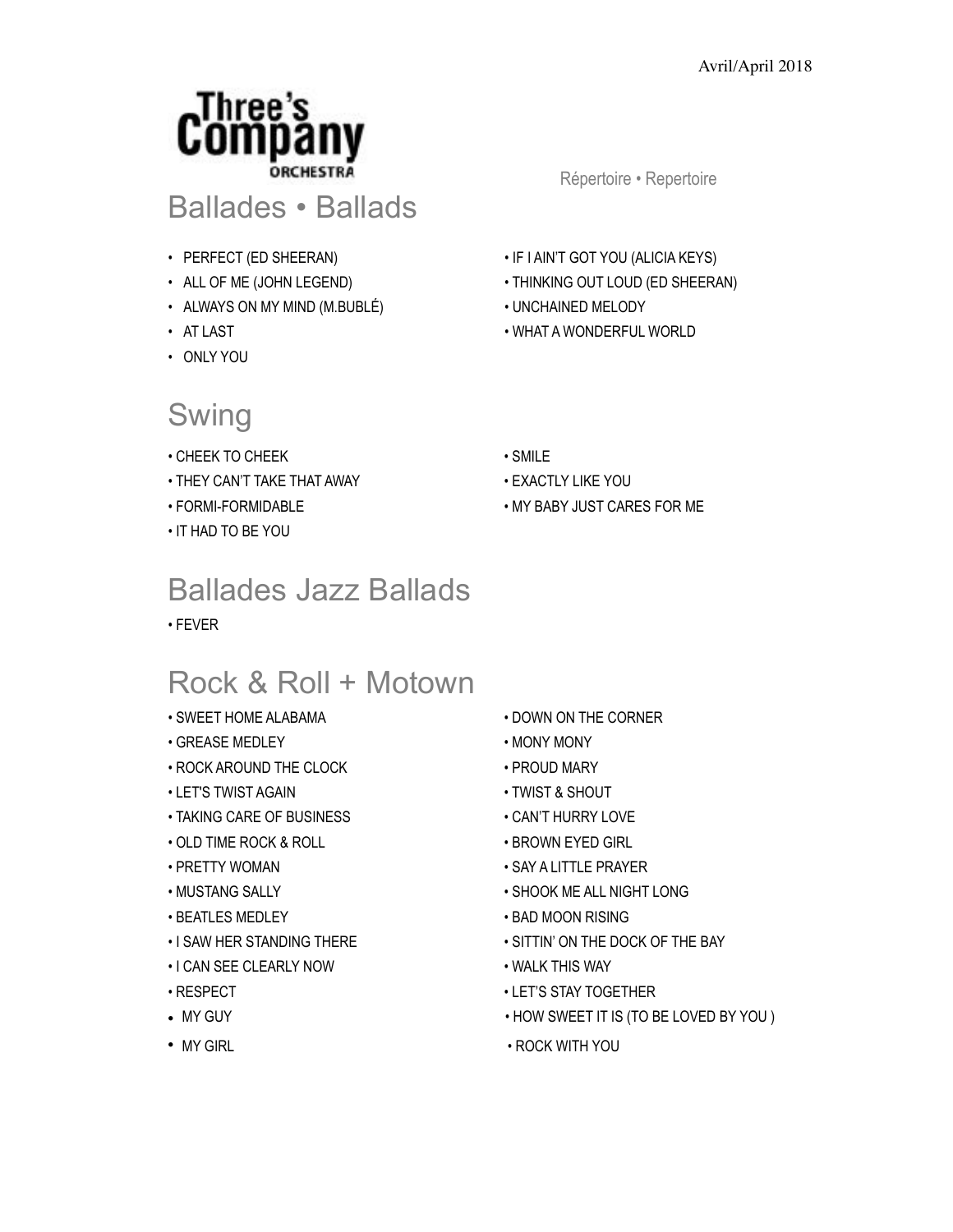Avril/April 2018

Three's Company ORCHESTRA

Répertoire • Repertoire

## Ballades • Ballads

- PERFECT (ED SHEERAN)
- ALL OF ME (JOHN LEGEND)
- ALWAYS ON MY MIND (M.BUBLÉ)
- AT LAST
- ONLY YOU
- IF I AIN'T GOT YOU (ALICIA KEYS)
- THINKING OUT LOUD (ED SHEERAN)
- UNCHAINED MELODY
- WHAT A WONDERFUL WORLD

## Swing

- CHEEK TO CHEEK
- THEY CAN'T TAKE THAT AWAY
- FORMI-FORMIDABLE
- IT HAD TO BE YOU
- SMILE
- EXACTLY LIKE YOU
- MY BABY JUST CARES FOR ME

## Ballades Jazz Ballads

- FEVER

## Rock & Roll + Motown

- SWEET HOME ALABAMA
- GREASE MEDLEY
- ROCK AROUND THE CLOCK
- LET'S TWIST AGAIN
- TAKING CARE OF BUSINESS
- OLD TIME ROCK & ROLL
- PRETTY WOMAN
- MUSTANG SALLY
- BEATLES MEDLEY
- I SAW HER STANDING THERE
- I CAN SEE CLEARLY NOW
- RESPECT
- MY GUY
- MY GIRL
- DOWN ON THE CORNER
- MONY MONY
- PROUD MARY
- TWIST & SHOUT
- CAN'T HURRY LOVE
- BROWN EYED GIRL
- SAY A LITTLE PRAYER
- SHOOK ME ALL NIGHT LONG
- BAD MOON RISING
- SITTIN' ON THE DOCK OF THE BAY
- WALK THIS WAY
- LET'S STAY TOGETHER
- HOW SWEET IT IS (TO BE LOVED BY YOU )
- ROCK WITH YOU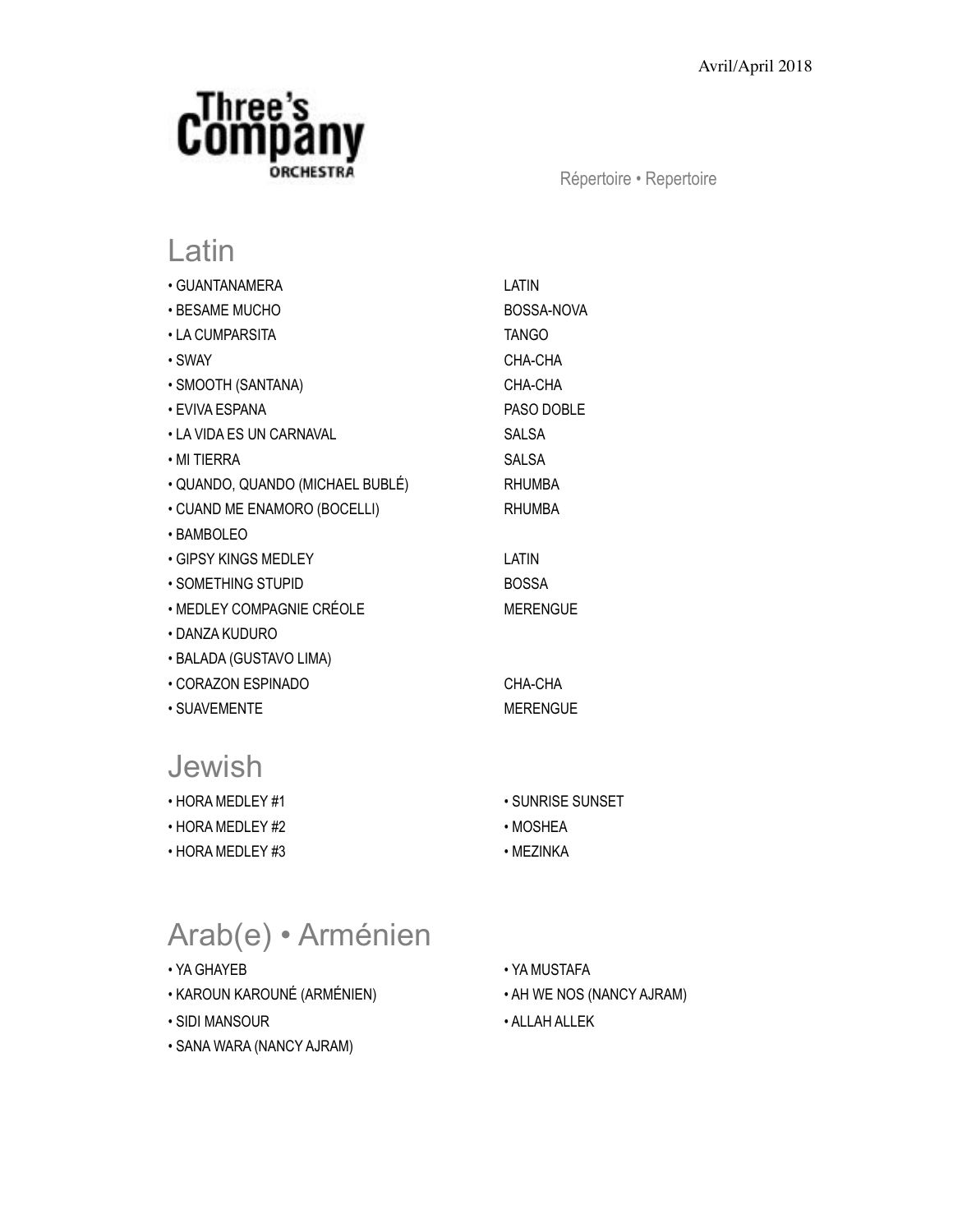Avril/April 2018

Three's Company ORCHESTRA

Répertoire • Repertoire

## Latin

| Song | Style |
|---|---|
| • GUANTANAMERA | LATIN |
| • BESAME MUCHO | BOSSA-NOVA |
| • LA CUMPARSITA | TANGO |
| • SWAY | CHA-CHA |
| • SMOOTH (SANTANA) | CHA-CHA |
| • EVIVA ESPANA | PASO DOBLE |
| • LA VIDA ES UN CARNAVAL | SALSA |
| • MI TIERRA | SALSA |
| • QUANDO, QUANDO (MICHAEL BUBLÉ) | RHUMBA |
| • CUAND ME ENAMORO (BOCELLI) | RHUMBA |
| • BAMBOLEO | |
| • GIPSY KINGS MEDLEY | LATIN |
| • SOMETHING STUPID | BOSSA |
| • MEDLEY COMPAGNIE CRÉOLE | MERENGUE |
| • DANZA KUDURO | |
| • BALADA (GUSTAVO LIMA) | |
| • CORAZON ESPINADO | CHA-CHA |
| • SUAVEMENTE | MERENGUE |

## Jewish

- HORA MEDLEY #1
- HORA MEDLEY #2
- HORA MEDLEY #3
- SUNRISE SUNSET
- MOSHEA
- MEZINKA

## Arab(e) • Arménien

- YA GHAYEB
- KAROUN KAROUNÉ (ARMÉNIEN)
- SIDI MANSOUR
- SANA WARA (NANCY AJRAM)
- YA MUSTAFA
- AH WE NOS (NANCY AJRAM)
- ALLAH ALLEK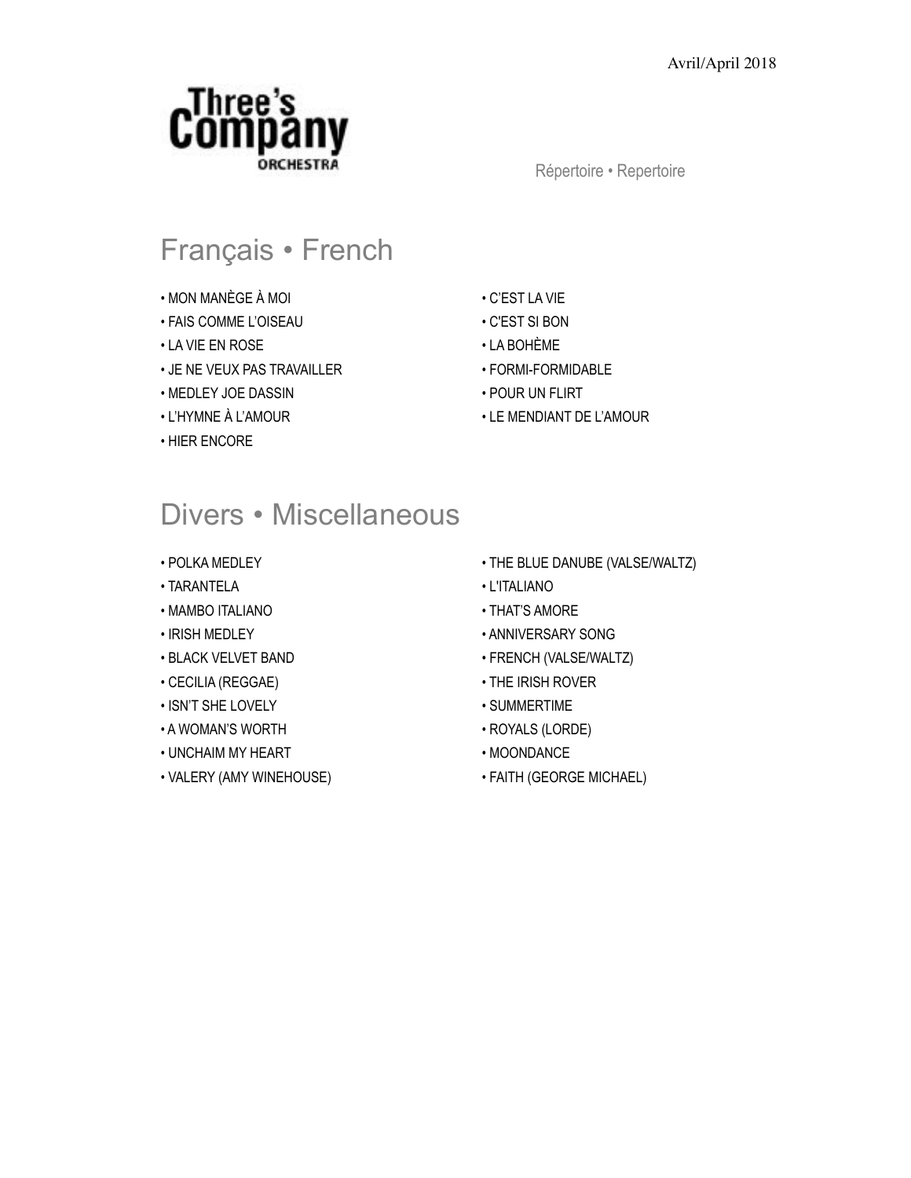Avril/April 2018

Three's Company ORCHESTRA

Répertoire • Repertoire

## Français • French

- MON MANÈGE À MOI
- FAIS COMME L'OISEAU
- LA VIE EN ROSE
- JE NE VEUX PAS TRAVAILLER
- MEDLEY JOE DASSIN
- L'HYMNE À L'AMOUR
- HIER ENCORE
- C'EST LA VIE
- C'EST SI BON
- LA BOHÈME
- FORMI-FORMIDABLE
- POUR UN FLIRT
- LE MENDIANT DE L'AMOUR

## Divers • Miscellaneous

- POLKA MEDLEY
- TARANTELA
- MAMBO ITALIANO
- IRISH MEDLEY
- BLACK VELVET BAND
- CECILIA (REGGAE)
- ISN'T SHE LOVELY
- A WOMAN'S WORTH
- UNCHAIM MY HEART
- VALERY (AMY WINEHOUSE)
- THE BLUE DANUBE (VALSE/WALTZ)
- L'ITALIANO
- THAT'S AMORE
- ANNIVERSARY SONG
- FRENCH (VALSE/WALTZ)
- THE IRISH ROVER
- SUMMERTIME
- ROYALS (LORDE)
- MOONDANCE
- FAITH (GEORGE MICHAEL)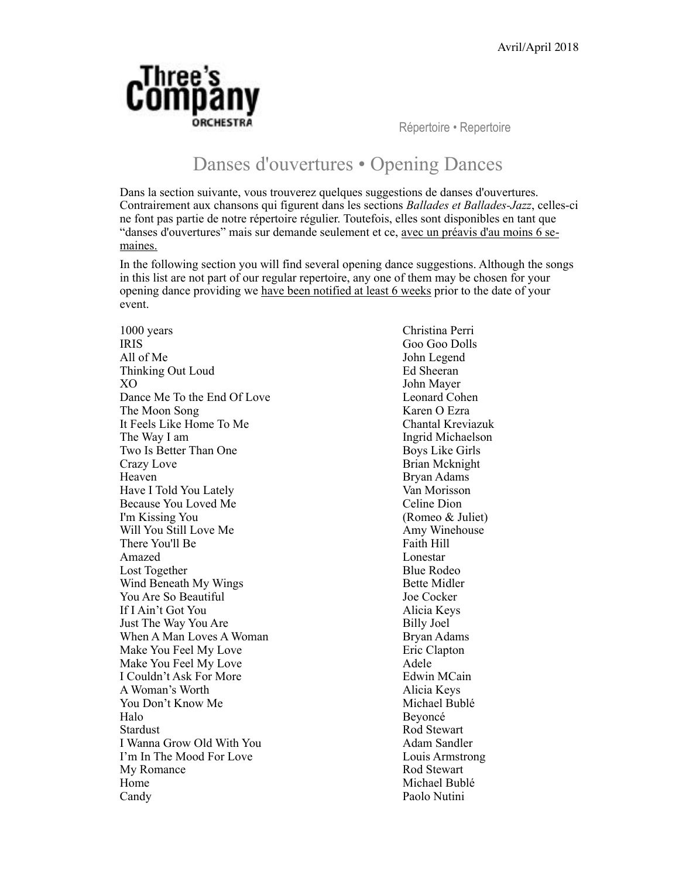Avril/April 2018

**Three's Company ORCHESTRA**

Répertoire • Repertoire

# Danses d'ouvertures • Opening Dances

Dans la section suivante, vous trouverez quelques suggestions de danses d'ouvertures. Contrairement aux chansons qui figurent dans les sections *Ballades et Ballades-Jazz*, celles-ci ne font pas partie de notre répertoire régulier. Toutefois, elles sont disponibles en tant que "danses d'ouvertures" mais sur demande seulement et ce, avec un préavis d'au moins 6 semaines.

In the following section you will find several opening dance suggestions. Although the songs in this list are not part of our regular repertoire, any one of them may be chosen for your opening dance providing we have been notified at least 6 weeks prior to the date of your event.

| | |
|---|---|
| 1000 years | Christina Perri |
| IRIS | Goo Goo Dolls |
| All of Me | John Legend |
| Thinking Out Loud | Ed Sheeran |
| XO | John Mayer |
| Dance Me To the End Of Love | Leonard Cohen |
| The Moon Song | Karen O Ezra |
| It Feels Like Home To Me | Chantal Kreviazuk |
| The Way I am | Ingrid Michaelson |
| Two Is Better Than One | Boys Like Girls |
| Crazy Love | Brian Mcknight |
| Heaven | Bryan Adams |
| Have I Told You Lately | Van Morisson |
| Because You Loved Me | Celine Dion |
| I'm Kissing You | (Romeo & Juliet) |
| Will You Still Love Me | Amy Winehouse |
| There You'll Be | Faith Hill |
| Amazed | Lonestar |
| Lost Together | Blue Rodeo |
| Wind Beneath My Wings | Bette Midler |
| You Are So Beautiful | Joe Cocker |
| If I Ain't Got You | Alicia Keys |
| Just The Way You Are | Billy Joel |
| When A Man Loves A Woman | Bryan Adams |
| Make You Feel My Love | Eric Clapton |
| Make You Feel My Love | Adele |
| I Couldn't Ask For More | Edwin MCain |
| A Woman's Worth | Alicia Keys |
| You Don't Know Me | Michael Bublé |
| Halo | Beyoncé |
| Stardust | Rod Stewart |
| I Wanna Grow Old With You | Adam Sandler |
| I'm In The Mood For Love | Louis Armstrong |
| My Romance | Rod Stewart |
| Home | Michael Bublé |
| Candy | Paolo Nutini |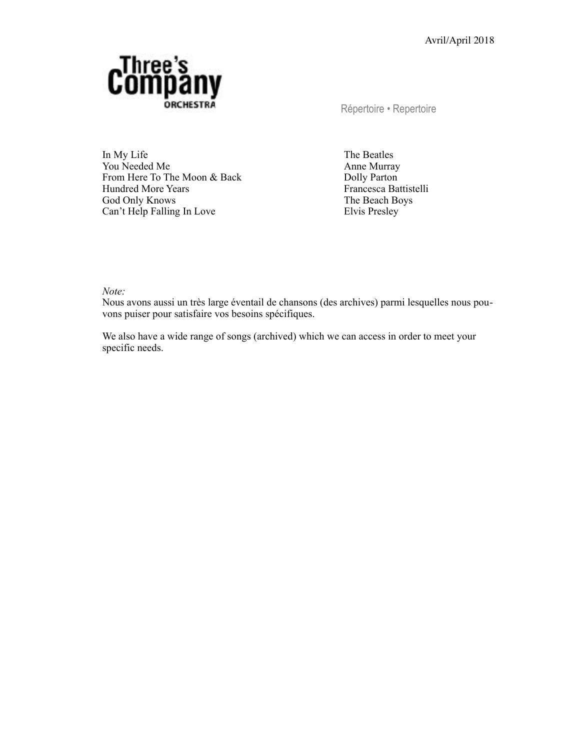Avril/April 2018

**Three's Company ORCHESTRA**

Répertoire • Repertoire

| | |
|---|---|
| In My Life | The Beatles |
| You Needed Me | Anne Murray |
| From Here To The Moon & Back | Dolly Parton |
| Hundred More Years | Francesca Battistelli |
| God Only Knows | The Beach Boys |
| Can't Help Falling In Love | Elvis Presley |

*Note:*
Nous avons aussi un très large éventail de chansons (des archives) parmi lesquelles nous pouvons puiser pour satisfaire vos besoins spécifiques.

We also have a wide range of songs (archived) which we can access in order to meet your specific needs.